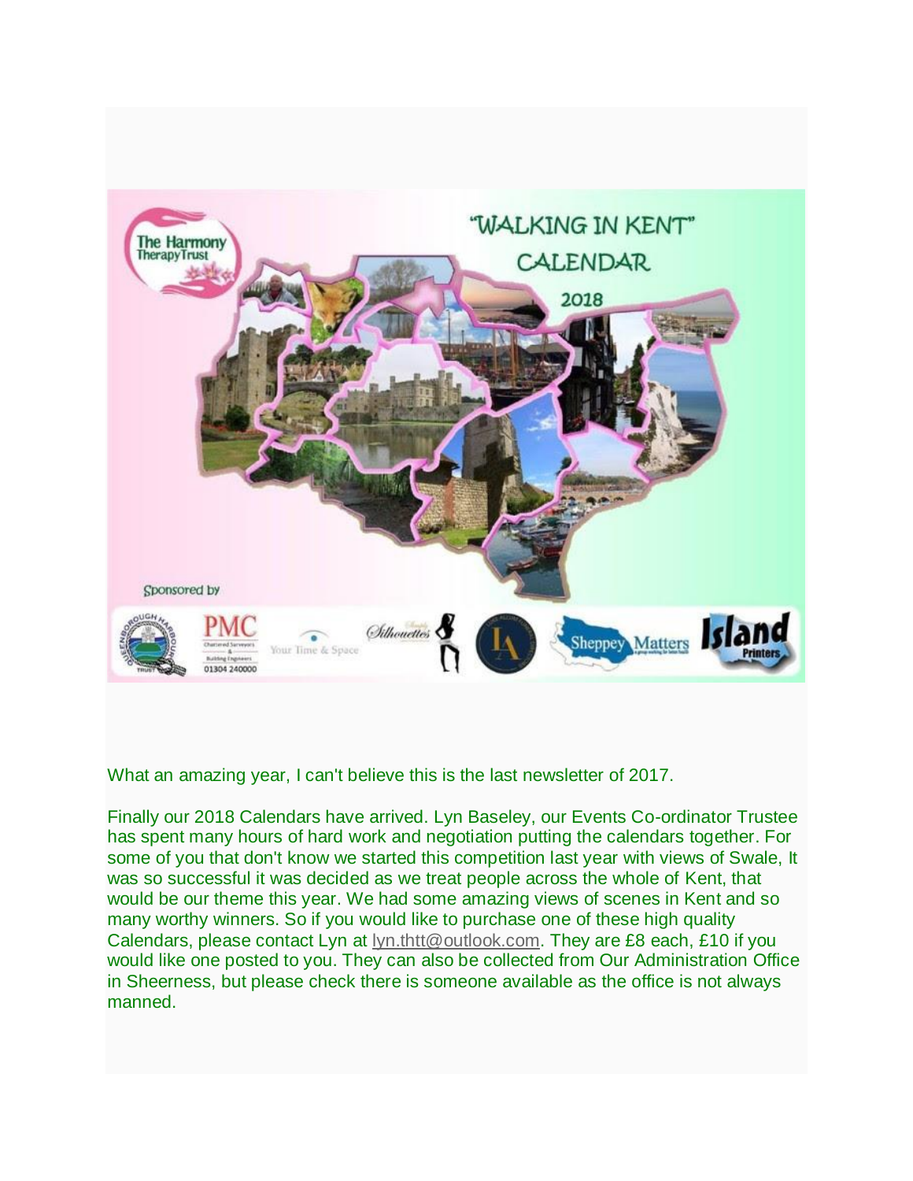What an amazing year, I can't believe this is the last newsletter of 2017.

Finally our 2018 Calendars have arrived. Lyn Baseley, our Events Co-ordinator Trustee has spent many hours of hard work and negotiation putting the calendars together. For some of you that don't know we started this competition last year with views of Swale, It was so successful it was decided as we treat people across the whole of Kent, that would be our theme this year. We had some amazing views of scenes in Kent and so many worthy winners. So if you would like to purchase one of these high quality Calendars, please contact Lyn at lyn.thtt@outlook.com. They are £8 each, £10 if you would like one posted to you. They can also be collected from Our Administration Office in Sheerness, but please check there is someone available as the office is not always manned.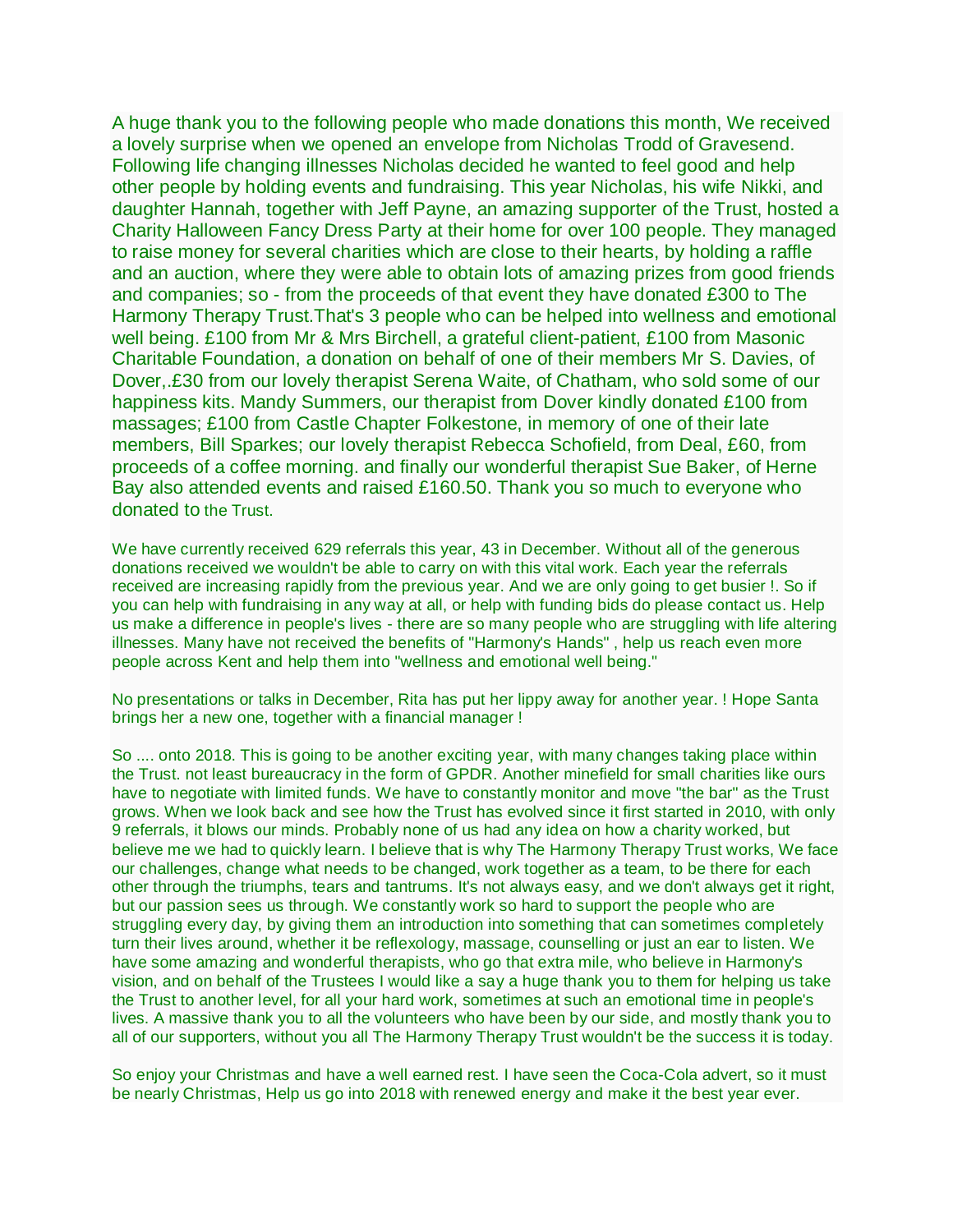A huge thank you to the following people who made donations this month, We received a lovely surprise when we opened an envelope from Nicholas Trodd of Gravesend. Following life changing illnesses Nicholas decided he wanted to feel good and help other people by holding events and fundraising. This year Nicholas, his wife Nikki, and daughter Hannah, together with Jeff Payne, an amazing supporter of the Trust, hosted a Charity Halloween Fancy Dress Party at their home for over 100 people. They managed to raise money for several charities which are close to their hearts, by holding a raffle and an auction, where they were able to obtain lots of amazing prizes from good friends and companies; so - from the proceeds of that event they have donated £300 to The Harmony Therapy Trust.That's 3 people who can be helped into wellness and emotional well being. £100 from Mr & Mrs Birchell, a grateful client-patient, £100 from Masonic Charitable Foundation, a donation on behalf of one of their members Mr S. Davies, of Dover,.£30 from our lovely therapist Serena Waite, of Chatham, who sold some of our happiness kits. Mandy Summers, our therapist from Dover kindly donated £100 from massages; £100 from Castle Chapter Folkestone, in memory of one of their late members, Bill Sparkes; our lovely therapist Rebecca Schofield, from Deal, £60, from proceeds of a coffee morning. and finally our wonderful therapist Sue Baker, of Herne Bay also attended events and raised £160.50. Thank you so much to everyone who donated to the Trust.

We have currently received 629 referrals this year, 43 in December. Without all of the generous donations received we wouldn't be able to carry on with this vital work. Each year the referrals received are increasing rapidly from the previous year. And we are only going to get busier !. So if you can help with fundraising in any way at all, or help with funding bids do please contact us. Help us make a difference in people's lives - there are so many people who are struggling with life altering illnesses. Many have not received the benefits of "Harmony's Hands" , help us reach even more people across Kent and help them into "wellness and emotional well being."

No presentations or talks in December, Rita has put her lippy away for another year. ! Hope Santa brings her a new one, together with a financial manager !

So .... onto 2018. This is going to be another exciting year, with many changes taking place within the Trust. not least bureaucracy in the form of GPDR. Another minefield for small charities like ours have to negotiate with limited funds. We have to constantly monitor and move "the bar" as the Trust grows. When we look back and see how the Trust has evolved since it first started in 2010, with only 9 referrals, it blows our minds. Probably none of us had any idea on how a charity worked, but believe me we had to quickly learn. I believe that is why The Harmony Therapy Trust works, We face our challenges, change what needs to be changed, work together as a team, to be there for each other through the triumphs, tears and tantrums. It's not always easy, and we don't always get it right, but our passion sees us through. We constantly work so hard to support the people who are struggling every day, by giving them an introduction into something that can sometimes completely turn their lives around, whether it be reflexology, massage, counselling or just an ear to listen. We have some amazing and wonderful therapists, who go that extra mile, who believe in Harmony's vision, and on behalf of the Trustees I would like a say a huge thank you to them for helping us take the Trust to another level, for all your hard work, sometimes at such an emotional time in people's lives. A massive thank you to all the volunteers who have been by our side, and mostly thank you to all of our supporters, without you all The Harmony Therapy Trust wouldn't be the success it is today.

So enjoy your Christmas and have a well earned rest. I have seen the Coca-Cola advert, so it must be nearly Christmas, Help us go into 2018 with renewed energy and make it the best year ever.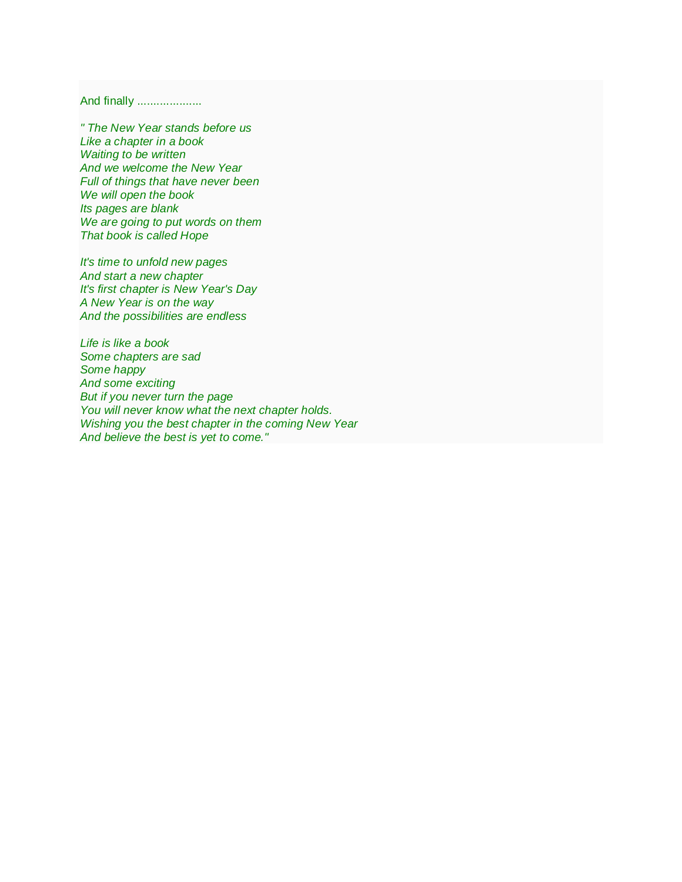And finally ....................

*" The New Year stands before us*
*Like a chapter in a book*
*Waiting to be written*
*And we welcome the New Year*
*Full of things that have never been*
*We will open the book*
*Its pages are blank*
*We are going to put words on them*
*That book is called Hope*

*It's time to unfold new pages*
*And start a new chapter*
*It's first chapter is New Year's Day*
*A New Year is on the way*
*And the possibilities are endless*

*Life is like a book*
*Some chapters are sad*
*Some happy*
*And some exciting*
*But if you never turn the page*
*You will never know what the next chapter holds.*
*Wishing you the best chapter in the coming New Year*
*And believe the best is yet to come."*